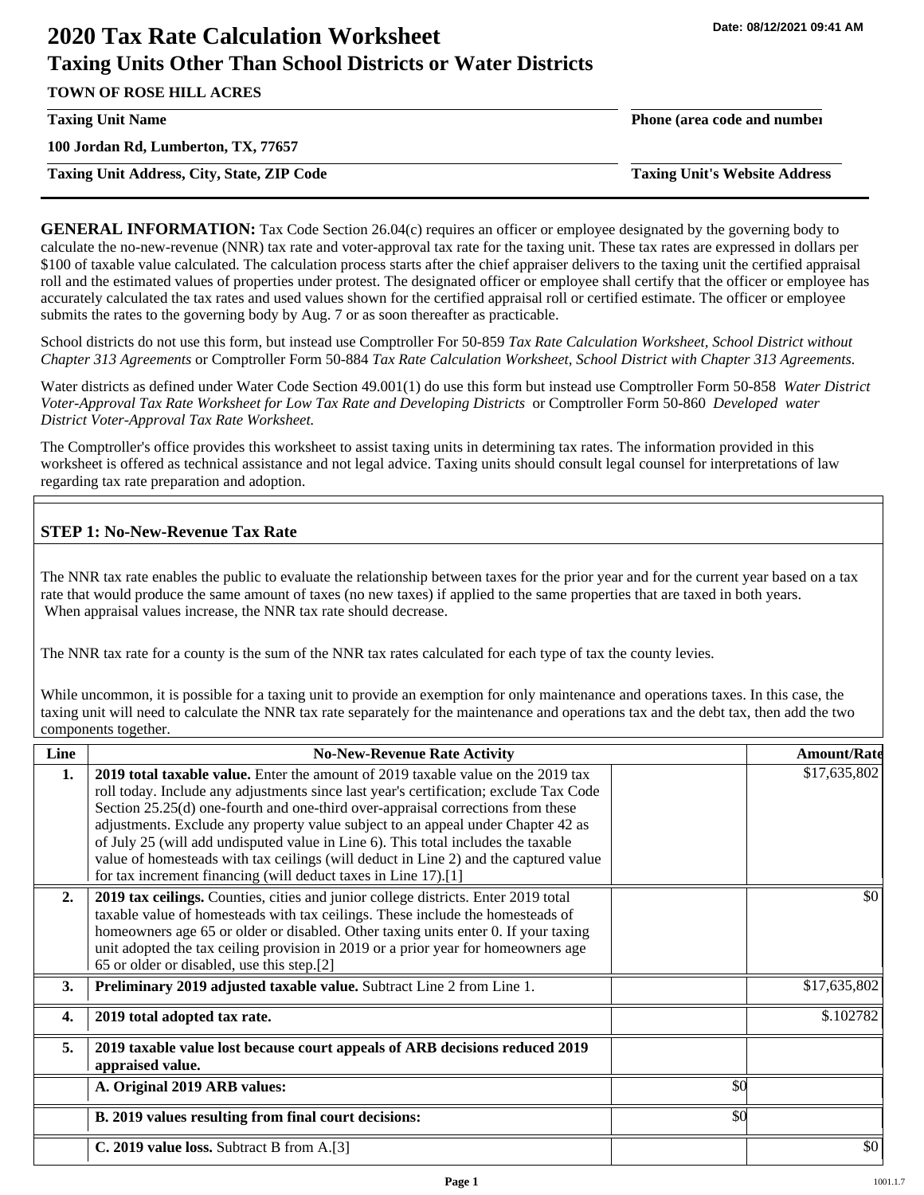Date: 08/12/2021 09:41 AM

# 2020 Tax Rate Calculation Worksheet
## Taxing Units Other Than School Districts or Water Districts

**TOWN OF ROSE HILL ACRES**

**Taxing Unit Name** | **Phone (area code and number)**

**100 Jordan Rd, Lumberton, TX, 77657**

**Taxing Unit Address, City, State, ZIP Code** | **Taxing Unit's Website Address**

**GENERAL INFORMATION:** Tax Code Section 26.04(c) requires an officer or employee designated by the governing body to calculate the no-new-revenue (NNR) tax rate and voter-approval tax rate for the taxing unit. These tax rates are expressed in dollars per $100 of taxable value calculated. The calculation process starts after the chief appraiser delivers to the taxing unit the certified appraisal roll and the estimated values of properties under protest. The designated officer or employee shall certify that the officer or employee has accurately calculated the tax rates and used values shown for the certified appraisal roll or certified estimate. The officer or employee submits the rates to the governing body by Aug. 7 or as soon thereafter as practicable.

School districts do not use this form, but instead use Comptroller For 50-859 *Tax Rate Calculation Worksheet, School District without Chapter 313 Agreements* or Comptroller Form 50-884 *Tax Rate Calculation Worksheet, School District with Chapter 313 Agreements.*

Water districts as defined under Water Code Section 49.001(1) do use this form but instead use Comptroller Form 50-858 *Water District Voter-Approval Tax Rate Worksheet for Low Tax Rate and Developing Districts* or Comptroller Form 50-860 *Developed water District Voter-Approval Tax Rate Worksheet.*

The Comptroller's office provides this worksheet to assist taxing units in determining tax rates. The information provided in this worksheet is offered as technical assistance and not legal advice. Taxing units should consult legal counsel for interpretations of law regarding tax rate preparation and adoption.

### STEP 1: No-New-Revenue Tax Rate

The NNR tax rate enables the public to evaluate the relationship between taxes for the prior year and for the current year based on a tax rate that would produce the same amount of taxes (no new taxes) if applied to the same properties that are taxed in both years. When appraisal values increase, the NNR tax rate should decrease.

The NNR tax rate for a county is the sum of the NNR tax rates calculated for each type of tax the county levies.

While uncommon, it is possible for a taxing unit to provide an exemption for only maintenance and operations taxes. In this case, the taxing unit will need to calculate the NNR tax rate separately for the maintenance and operations tax and the debt tax, then add the two components together.

| Line | No-New-Revenue Rate Activity | | Amount/Rate |
|---|---|---|---|
| 1. | **2019 total taxable value.** Enter the amount of 2019 taxable value on the 2019 tax roll today. Include any adjustments since last year's certification; exclude Tax Code Section 25.25(d) one-fourth and one-third over-appraisal corrections from these adjustments. Exclude any property value subject to an appeal under Chapter 42 as of July 25 (will add undisputed value in Line 6). This total includes the taxable value of homesteads with tax ceilings (will deduct in Line 2) and the captured value for tax increment financing (will deduct taxes in Line 17).[1] | | $17,635,802 |
| 2. | **2019 tax ceilings.** Counties, cities and junior college districts. Enter 2019 total taxable value of homesteads with tax ceilings. These include the homesteads of homeowners age 65 or older or disabled. Other taxing units enter 0. If your taxing unit adopted the tax ceiling provision in 2019 or a prior year for homeowners age 65 or older or disabled, use this step.[2] | | $0 |
| 3. | **Preliminary 2019 adjusted taxable value.** Subtract Line 2 from Line 1. | | $17,635,802 |
| 4. | **2019 total adopted tax rate.** | | $.102782 |
| 5. | **2019 taxable value lost because court appeals of ARB decisions reduced 2019 appraised value.** | | |
| | **A. Original 2019 ARB values:** | $0 | |
| | **B. 2019 values resulting from final court decisions:** | $0 | |
| | **C. 2019 value loss.** Subtract B from A.[3] | | $0 |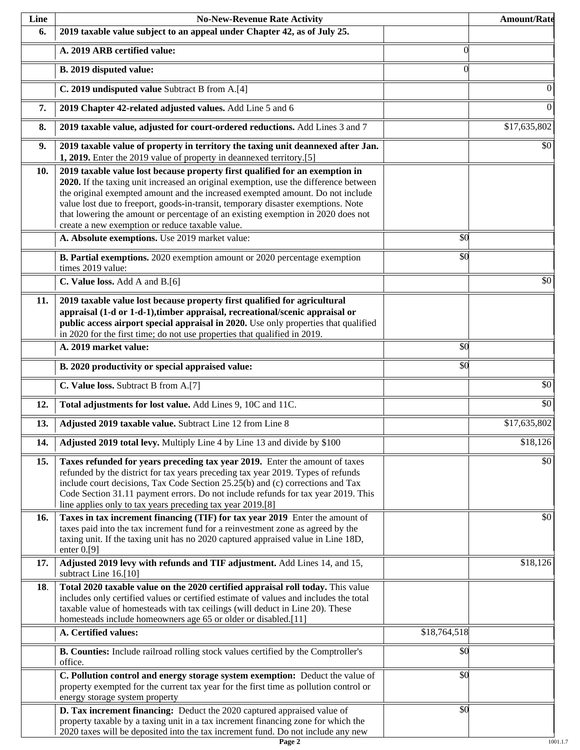| Line | No-New-Revenue Rate Activity | | Amount/Rate |
|---|---|---|---|
| **6.** | **2019 taxable value subject to an appeal under Chapter 42, as of July 25.** | | |
| | **A. 2019 ARB certified value:** | 0 | |
| | **B. 2019 disputed value:** | 0 | |
| | **C. 2019 undisputed value** Subtract B from A.[4] | | 0 |
| **7.** | **2019 Chapter 42-related adjusted values.** Add Line 5 and 6 | | 0 |
| **8.** | **2019 taxable value, adjusted for court-ordered reductions.** Add Lines 3 and 7 | | $17,635,802 |
| **9.** | **2019 taxable value of property in territory the taxing unit deannexed after Jan. 1, 2019.** Enter the 2019 value of property in deannexed territory.[5] | | $0 |
| **10.** | **2019 taxable value lost because property first qualified for an exemption in 2020.** If the taxing unit increased an original exemption, use the difference between the original exempted amount and the increased exempted amount. Do not include value lost due to freeport, goods-in-transit, temporary disaster exemptions. Note that lowering the amount or percentage of an existing exemption in 2020 does not create a new exemption or reduce taxable value. | | |
| | **A. Absolute exemptions.** Use 2019 market value: | $0 | |
| | **B. Partial exemptions.** 2020 exemption amount or 2020 percentage exemption times 2019 value: | $0 | |
| | **C. Value loss.** Add A and B.[6] | | $0 |
| **11.** | **2019 taxable value lost because property first qualified for agricultural appraisal (1-d or 1-d-1),timber appraisal, recreational/scenic appraisal or public access airport special appraisal in 2020.** Use only properties that qualified in 2020 for the first time; do not use properties that qualified in 2019. | | |
| | **A. 2019 market value:** | $0 | |
| | **B. 2020 productivity or special appraised value:** | $0 | |
| | **C. Value loss.** Subtract B from A.[7] | | $0 |
| **12.** | **Total adjustments for lost value.** Add Lines 9, 10C and 11C. | | $0 |
| **13.** | **Adjusted 2019 taxable value.** Subtract Line 12 from Line 8 | | $17,635,802 |
| **14.** | **Adjusted 2019 total levy.** Multiply Line 4 by Line 13 and divide by $100 | | $18,126 |
| **15.** | **Taxes refunded for years preceding tax year 2019.** Enter the amount of taxes refunded by the district for tax years preceding tax year 2019. Types of refunds include court decisions, Tax Code Section 25.25(b) and (c) corrections and Tax Code Section 31.11 payment errors. Do not include refunds for tax year 2019. This line applies only to tax years preceding tax year 2019.[8] | | $0 |
| **16.** | **Taxes in tax increment financing (TIF) for tax year 2019** Enter the amount of taxes paid into the tax increment fund for a reinvestment zone as agreed by the taxing unit. If the taxing unit has no 2020 captured appraised value in Line 18D, enter 0.[9] | | $0 |
| **17.** | **Adjusted 2019 levy with refunds and TIF adjustment.** Add Lines 14, and 15, subtract Line 16.[10] | | $18,126 |
| **18.** | **Total 2020 taxable value on the 2020 certified appraisal roll today.** This value includes only certified values or certified estimate of values and includes the total taxable value of homesteads with tax ceilings (will deduct in Line 20). These homesteads include homeowners age 65 or older or disabled.[11] | | |
| | **A. Certified values:** | $18,764,518 | |
| | **B. Counties:** Include railroad rolling stock values certified by the Comptroller's office. | $0 | |
| | **C. Pollution control and energy storage system exemption:** Deduct the value of property exempted for the current tax year for the first time as pollution control or energy storage system property | $0 | |
| | **D. Tax increment financing:** Deduct the 2020 captured appraised value of property taxable by a taxing unit in a tax increment financing zone for which the 2020 taxes will be deposited into the tax increment fund. Do not include any new | $0 | |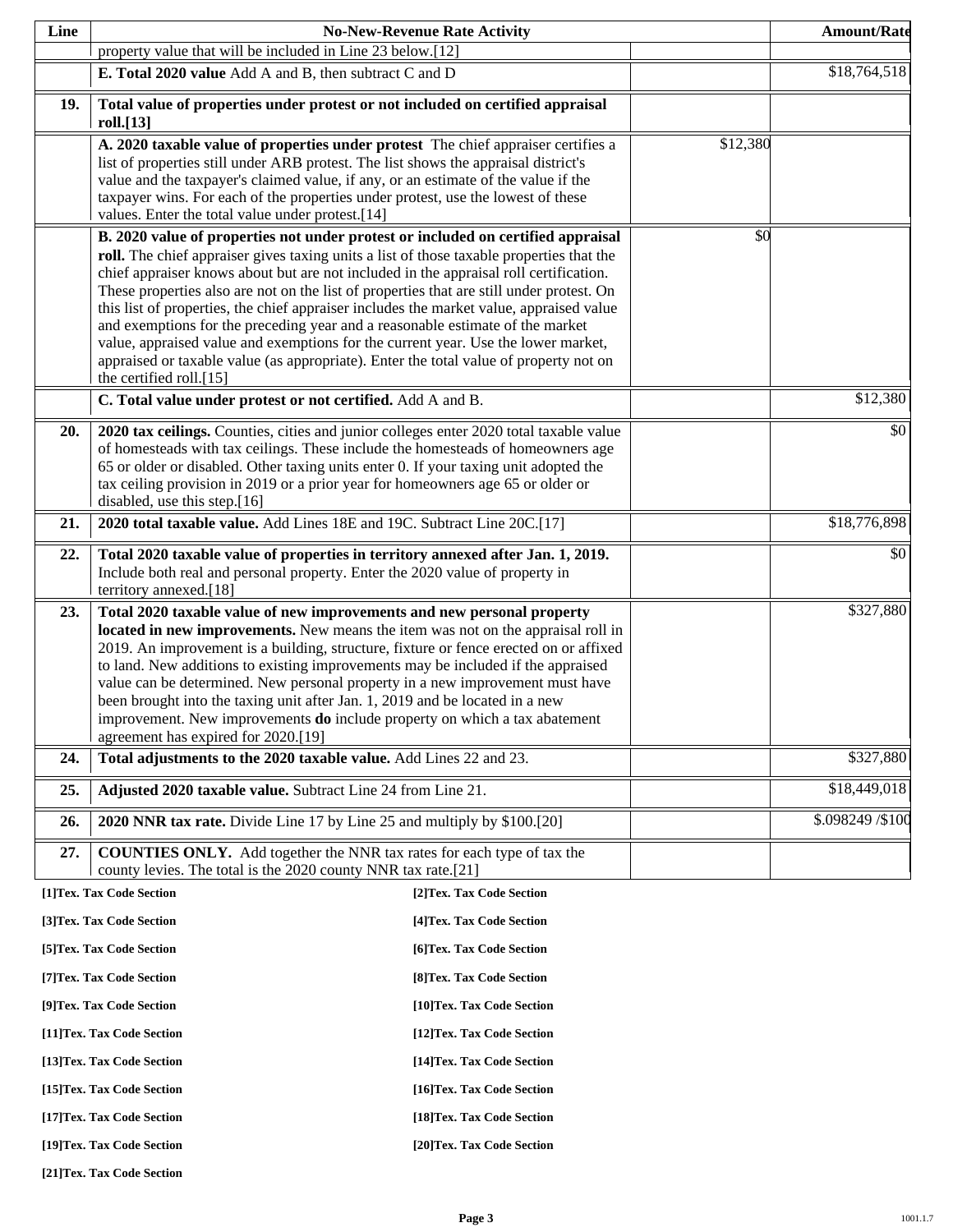| Line | No-New-Revenue Rate Activity | | Amount/Rate |
|---|---|---|---|
| | property value that will be included in Line 23 below.[12] | | |
| | **E. Total 2020 value** Add A and B, then subtract C and D | | $18,764,518 |
| **19.** | **Total value of properties under protest or not included on certified appraisal roll.[13]** | | |
| | **A. 2020 taxable value of properties under protest** The chief appraiser certifies a list of properties still under ARB protest. The list shows the appraisal district's value and the taxpayer's claimed value, if any, or an estimate of the value if the taxpayer wins. For each of the properties under protest, use the lowest of these values. Enter the total value under protest.[14] | $12,380 | |
| | **B. 2020 value of properties not under protest or included on certified appraisal roll.** The chief appraiser gives taxing units a list of those taxable properties that the chief appraiser knows about but are not included in the appraisal roll certification. These properties also are not on the list of properties that are still under protest. On this list of properties, the chief appraiser includes the market value, appraised value and exemptions for the preceding year and a reasonable estimate of the market value, appraised value and exemptions for the current year. Use the lower market, appraised or taxable value (as appropriate). Enter the total value of property not on the certified roll.[15] | $0 | |
| | **C. Total value under protest or not certified.** Add A and B. | | $12,380 |
| **20.** | **2020 tax ceilings.** Counties, cities and junior colleges enter 2020 total taxable value of homesteads with tax ceilings. These include the homesteads of homeowners age 65 or older or disabled. Other taxing units enter 0. If your taxing unit adopted the tax ceiling provision in 2019 or a prior year for homeowners age 65 or older or disabled, use this step.[16] | | $0 |
| **21.** | **2020 total taxable value.** Add Lines 18E and 19C. Subtract Line 20C.[17] | | $18,776,898 |
| **22.** | **Total 2020 taxable value of properties in territory annexed after Jan. 1, 2019.** Include both real and personal property. Enter the 2020 value of property in territory annexed.[18] | | $0 |
| **23.** | **Total 2020 taxable value of new improvements and new personal property located in new improvements.** New means the item was not on the appraisal roll in 2019. An improvement is a building, structure, fixture or fence erected on or affixed to land. New additions to existing improvements may be included if the appraised value can be determined. New personal property in a new improvement must have been brought into the taxing unit after Jan. 1, 2019 and be located in a new improvement. New improvements **do** include property on which a tax abatement agreement has expired for 2020.[19] | | $327,880 |
| **24.** | **Total adjustments to the 2020 taxable value.** Add Lines 22 and 23. | | $327,880 |
| **25.** | **Adjusted 2020 taxable value.** Subtract Line 24 from Line 21. | | $18,449,018 |
| **26.** | **2020 NNR tax rate.** Divide Line 17 by Line 25 and multiply by $100.[20] | | $.098249 /$100 |
| **27.** | **COUNTIES ONLY.** Add together the NNR tax rates for each type of tax the county levies. The total is the 2020 county NNR tax rate.[21] | | |

**[1]Tex. Tax Code Section**
**[2]Tex. Tax Code Section**
**[3]Tex. Tax Code Section**
**[4]Tex. Tax Code Section**
**[5]Tex. Tax Code Section**
**[6]Tex. Tax Code Section**
**[7]Tex. Tax Code Section**
**[8]Tex. Tax Code Section**
**[9]Tex. Tax Code Section**
**[10]Tex. Tax Code Section**
**[11]Tex. Tax Code Section**
**[12]Tex. Tax Code Section**
**[13]Tex. Tax Code Section**
**[14]Tex. Tax Code Section**
**[15]Tex. Tax Code Section**
**[16]Tex. Tax Code Section**
**[17]Tex. Tax Code Section**
**[18]Tex. Tax Code Section**
**[19]Tex. Tax Code Section**
**[20]Tex. Tax Code Section**
**[21]Tex. Tax Code Section**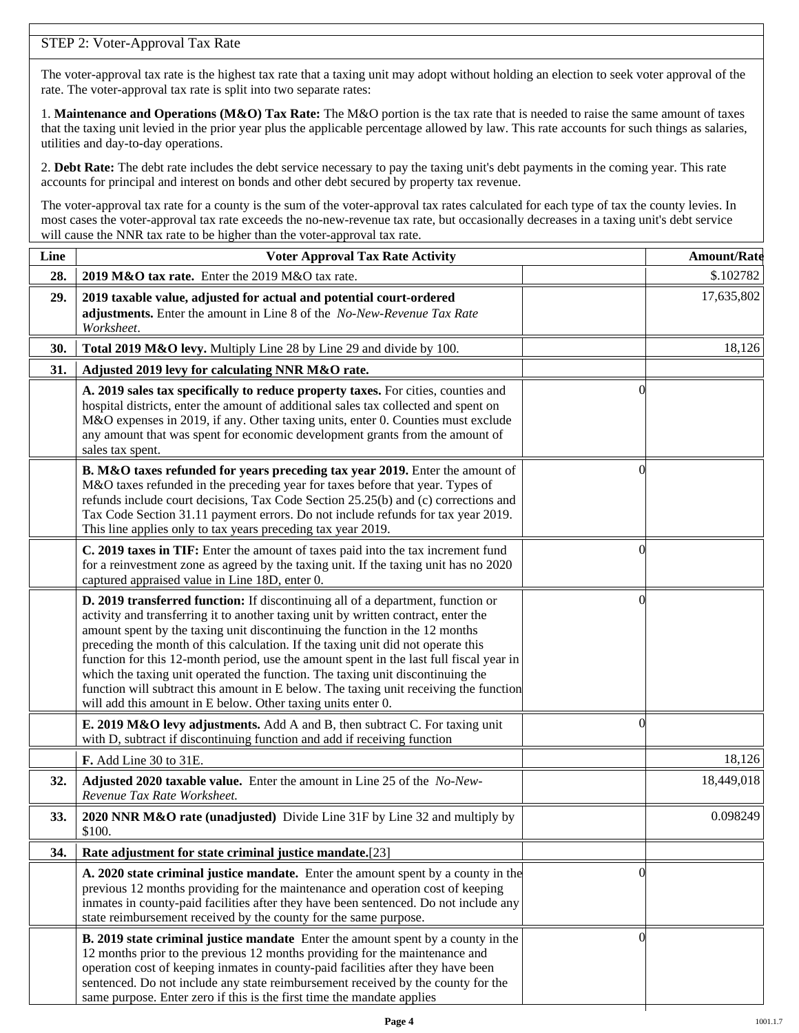STEP 2: Voter-Approval Tax Rate

The voter-approval tax rate is the highest tax rate that a taxing unit may adopt without holding an election to seek voter approval of the rate. The voter-approval tax rate is split into two separate rates:

1. **Maintenance and Operations (M&O) Tax Rate:** The M&O portion is the tax rate that is needed to raise the same amount of taxes that the taxing unit levied in the prior year plus the applicable percentage allowed by law. This rate accounts for such things as salaries, utilities and day-to-day operations.

2. **Debt Rate:** The debt rate includes the debt service necessary to pay the taxing unit's debt payments in the coming year. This rate accounts for principal and interest on bonds and other debt secured by property tax revenue.

The voter-approval tax rate for a county is the sum of the voter-approval tax rates calculated for each type of tax the county levies. In most cases the voter-approval tax rate exceeds the no-new-revenue tax rate, but occasionally decreases in a taxing unit's debt service will cause the NNR tax rate to be higher than the voter-approval tax rate.

| Line | Voter Approval Tax Rate Activity | | Amount/Rate |
|---|---|---|---|
| **28.** | **2019 M&O tax rate.** Enter the 2019 M&O tax rate. | | $.102782 |
| **29.** | **2019 taxable value, adjusted for actual and potential court-ordered adjustments.** Enter the amount in Line 8 of the *No-New-Revenue Tax Rate Worksheet*. | | 17,635,802 |
| **30.** | **Total 2019 M&O levy.** Multiply Line 28 by Line 29 and divide by 100. | | 18,126 |
| **31.** | **Adjusted 2019 levy for calculating NNR M&O rate.** | | |
| | **A. 2019 sales tax specifically to reduce property taxes.** For cities, counties and hospital districts, enter the amount of additional sales tax collected and spent on M&O expenses in 2019, if any. Other taxing units, enter 0. Counties must exclude any amount that was spent for economic development grants from the amount of sales tax spent. | 0 | |
| | **B. M&O taxes refunded for years preceding tax year 2019.** Enter the amount of M&O taxes refunded in the preceding year for taxes before that year. Types of refunds include court decisions, Tax Code Section 25.25(b) and (c) corrections and Tax Code Section 31.11 payment errors. Do not include refunds for tax year 2019. This line applies only to tax years preceding tax year 2019. | 0 | |
| | **C. 2019 taxes in TIF:** Enter the amount of taxes paid into the tax increment fund for a reinvestment zone as agreed by the taxing unit. If the taxing unit has no 2020 captured appraised value in Line 18D, enter 0. | 0 | |
| | **D. 2019 transferred function:** If discontinuing all of a department, function or activity and transferring it to another taxing unit by written contract, enter the amount spent by the taxing unit discontinuing the function in the 12 months preceding the month of this calculation. If the taxing unit did not operate this function for this 12-month period, use the amount spent in the last full fiscal year in which the taxing unit operated the function. The taxing unit discontinuing the function will subtract this amount in E below. The taxing unit receiving the function will add this amount in E below. Other taxing units enter 0. | 0 | |
| | **E. 2019 M&O levy adjustments.** Add A and B, then subtract C. For taxing unit with D, subtract if discontinuing function and add if receiving function | 0 | |
| | **F.** Add Line 30 to 31E. | | 18,126 |
| **32.** | **Adjusted 2020 taxable value.** Enter the amount in Line 25 of the *No-New-Revenue Tax Rate Worksheet.* | | 18,449,018 |
| **33.** | **2020 NNR M&O rate (unadjusted)** Divide Line 31F by Line 32 and multiply by $100. | | 0.098249 |
| **34.** | **Rate adjustment for state criminal justice mandate.**[23] | | |
| | **A. 2020 state criminal justice mandate.** Enter the amount spent by a county in the previous 12 months providing for the maintenance and operation cost of keeping inmates in county-paid facilities after they have been sentenced. Do not include any state reimbursement received by the county for the same purpose. | 0 | |
| | **B. 2019 state criminal justice mandate** Enter the amount spent by a county in the 12 months prior to the previous 12 months providing for the maintenance and operation cost of keeping inmates in county-paid facilities after they have been sentenced. Do not include any state reimbursement received by the county for the same purpose. Enter zero if this is the first time the mandate applies | 0 | |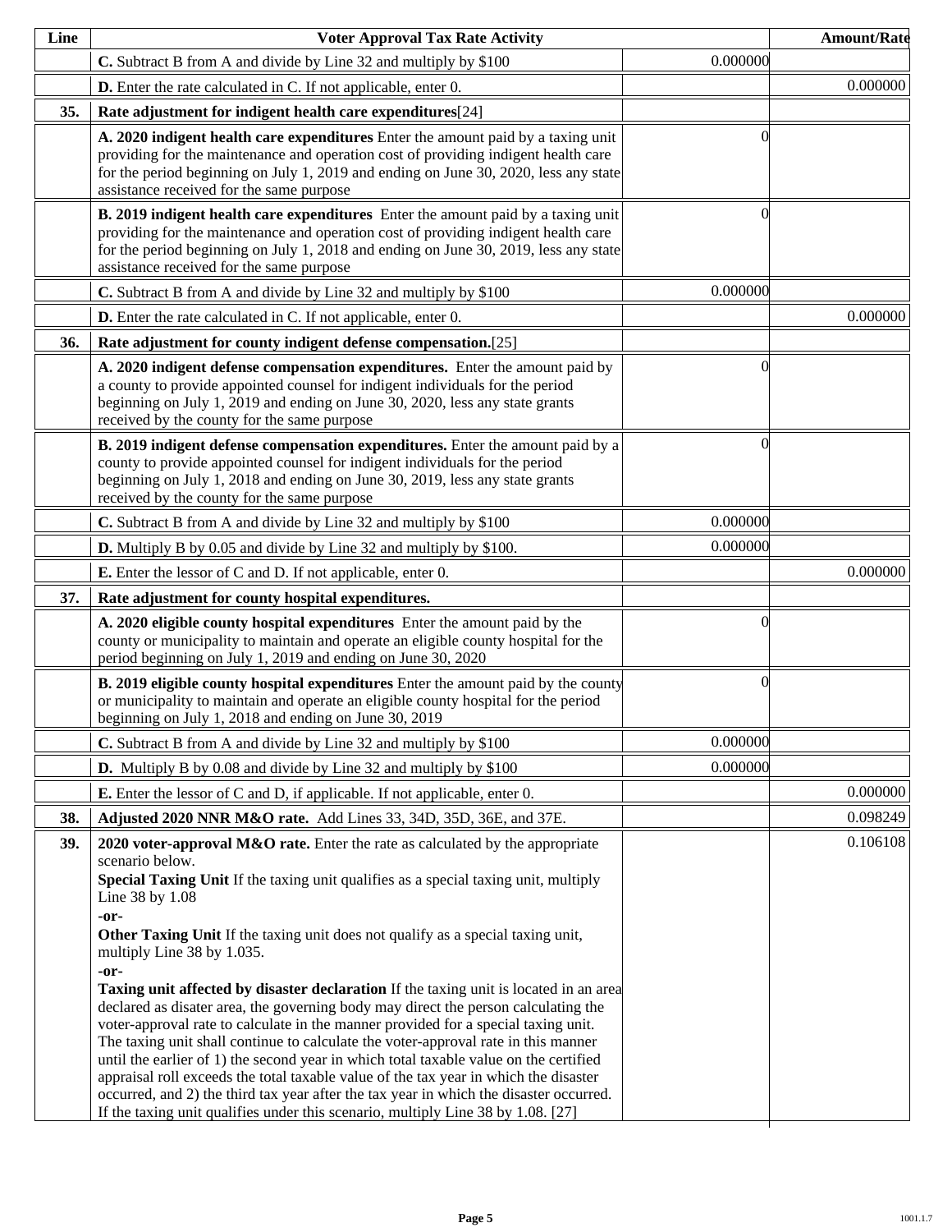| Line | Voter Approval Tax Rate Activity | | Amount/Rate |
|---|---|---|---|
| | **C.** Subtract B from A and divide by Line 32 and multiply by $100 | 0.000000 | |
| | **D.** Enter the rate calculated in C. If not applicable, enter 0. | | 0.000000 |
| **35.** | **Rate adjustment for indigent health care expenditures**[24] | | |
| | **A. 2020 indigent health care expenditures** Enter the amount paid by a taxing unit providing for the maintenance and operation cost of providing indigent health care for the period beginning on July 1, 2019 and ending on June 30, 2020, less any state assistance received for the same purpose | 0 | |
| | **B. 2019 indigent health care expenditures** Enter the amount paid by a taxing unit providing for the maintenance and operation cost of providing indigent health care for the period beginning on July 1, 2018 and ending on June 30, 2019, less any state assistance received for the same purpose | 0 | |
| | **C.** Subtract B from A and divide by Line 32 and multiply by $100 | 0.000000 | |
| | **D.** Enter the rate calculated in C. If not applicable, enter 0. | | 0.000000 |
| **36.** | **Rate adjustment for county indigent defense compensation.**[25] | | |
| | **A. 2020 indigent defense compensation expenditures.** Enter the amount paid by a county to provide appointed counsel for indigent individuals for the period beginning on July 1, 2019 and ending on June 30, 2020, less any state grants received by the county for the same purpose | 0 | |
| | **B. 2019 indigent defense compensation expenditures.** Enter the amount paid by a county to provide appointed counsel for indigent individuals for the period beginning on July 1, 2018 and ending on June 30, 2019, less any state grants received by the county for the same purpose | 0 | |
| | **C.** Subtract B from A and divide by Line 32 and multiply by $100 | 0.000000 | |
| | **D.** Multiply B by 0.05 and divide by Line 32 and multiply by $100. | 0.000000 | |
| | **E.** Enter the lessor of C and D. If not applicable, enter 0. | | 0.000000 |
| **37.** | **Rate adjustment for county hospital expenditures.** | | |
| | **A. 2020 eligible county hospital expenditures** Enter the amount paid by the county or municipality to maintain and operate an eligible county hospital for the period beginning on July 1, 2019 and ending on June 30, 2020 | 0 | |
| | **B. 2019 eligible county hospital expenditures** Enter the amount paid by the county or municipality to maintain and operate an eligible county hospital for the period beginning on July 1, 2018 and ending on June 30, 2019 | 0 | |
| | **C.** Subtract B from A and divide by Line 32 and multiply by $100 | 0.000000 | |
| | **D.** Multiply B by 0.08 and divide by Line 32 and multiply by $100 | 0.000000 | |
| | **E.** Enter the lessor of C and D, if applicable. If not applicable, enter 0. | | 0.000000 |
| **38.** | **Adjusted 2020 NNR M&O rate.** Add Lines 33, 34D, 35D, 36E, and 37E. | | 0.098249 |
| **39.** | **2020 voter-approval M&O rate.** Enter the rate as calculated by the appropriate scenario below.<br>**Special Taxing Unit** If the taxing unit qualifies as a special taxing unit, multiply Line 38 by 1.08<br>**-or-**<br>**Other Taxing Unit** If the taxing unit does not qualify as a special taxing unit, multiply Line 38 by 1.035.<br>**-or-**<br>**Taxing unit affected by disaster declaration** If the taxing unit is located in an area declared as disater area, the governing body may direct the person calculating the voter-approval rate to calculate in the manner provided for a special taxing unit. The taxing unit shall continue to calculate the voter-approval rate in this manner until the earlier of 1) the second year in which total taxable value on the certified appraisal roll exceeds the total taxable value of the tax year in which the disaster occurred, and 2) the third tax year after the tax year in which the disaster occurred. If the taxing unit qualifies under this scenario, multiply Line 38 by 1.08. [27] | | 0.106108 |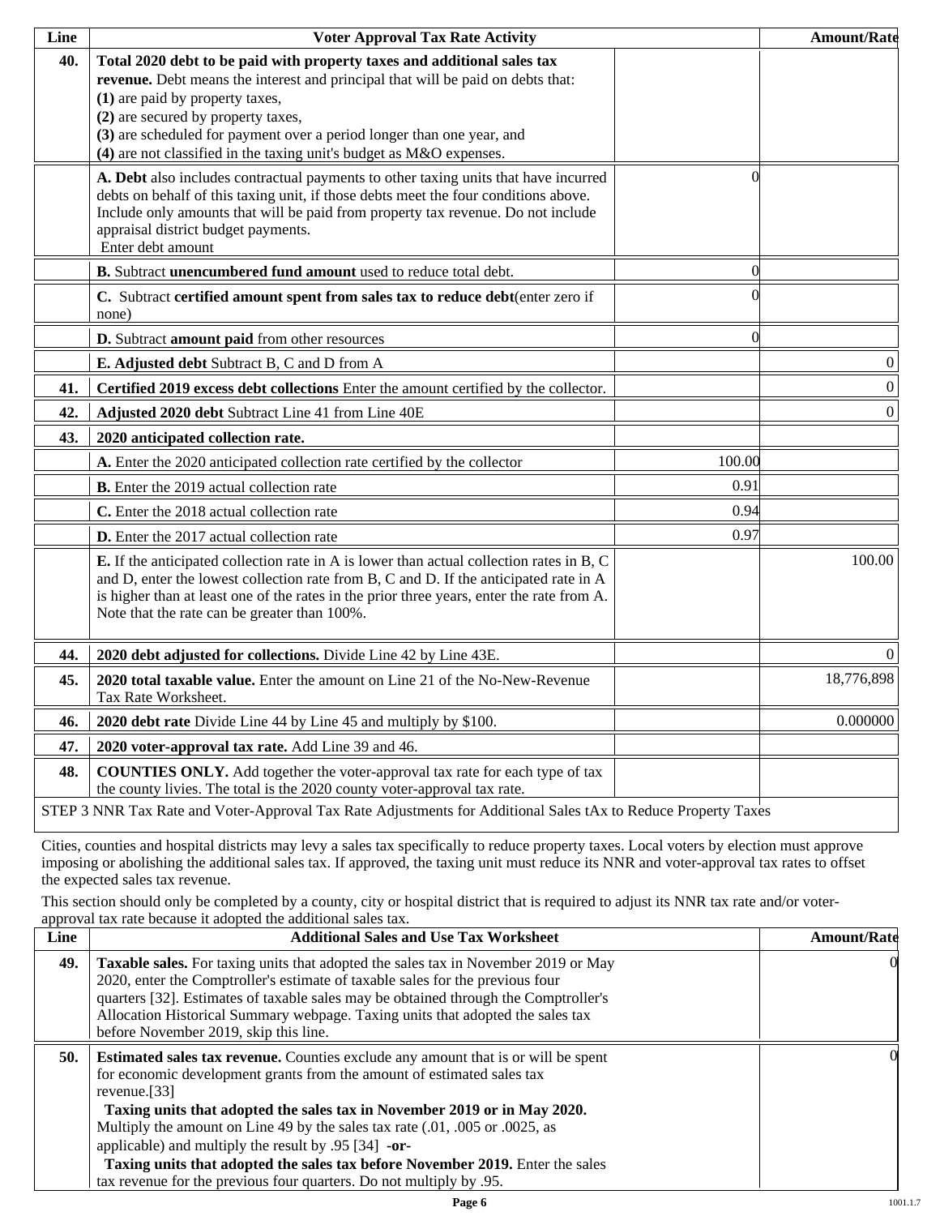| Line | Voter Approval Tax Rate Activity | | Amount/Rate |
|---|---|---|---|
| 40. | **Total 2020 debt to be paid with property taxes and additional sales tax revenue.** Debt means the interest and principal that will be paid on debts that:<br>**(1)** are paid by property taxes,<br>**(2)** are secured by property taxes,<br>**(3)** are scheduled for payment over a period longer than one year, and<br>**(4)** are not classified in the taxing unit's budget as M&O expenses. | | |
| | **A. Debt** also includes contractual payments to other taxing units that have incurred debts on behalf of this taxing unit, if those debts meet the four conditions above. Include only amounts that will be paid from property tax revenue. Do not include appraisal district budget payments.<br>Enter debt amount | 0 | |
| | **B.** Subtract **unencumbered fund amount** used to reduce total debt. | 0 | |
| | **C.** Subtract **certified amount spent from sales tax to reduce debt**(enter zero if none) | 0 | |
| | **D.** Subtract **amount paid** from other resources | 0 | |
| | **E. Adjusted debt** Subtract B, C and D from A | | 0 |
| 41. | **Certified 2019 excess debt collections** Enter the amount certified by the collector. | | 0 |
| 42. | **Adjusted 2020 debt** Subtract Line 41 from Line 40E | | 0 |
| 43. | **2020 anticipated collection rate.** | | |
| | **A.** Enter the 2020 anticipated collection rate certified by the collector | 100.00 | |
| | **B.** Enter the 2019 actual collection rate | 0.91 | |
| | **C.** Enter the 2018 actual collection rate | 0.94 | |
| | **D.** Enter the 2017 actual collection rate | 0.97 | |
| | **E.** If the anticipated collection rate in A is lower than actual collection rates in B, C and D, enter the lowest collection rate from B, C and D. If the anticipated rate in A is higher than at least one of the rates in the prior three years, enter the rate from A. Note that the rate can be greater than 100%. | | 100.00 |
| 44. | **2020 debt adjusted for collections.** Divide Line 42 by Line 43E. | | 0 |
| 45. | **2020 total taxable value.** Enter the amount on Line 21 of the No-New-Revenue Tax Rate Worksheet. | | 18,776,898 |
| 46. | **2020 debt rate** Divide Line 44 by Line 45 and multiply by $100. | | 0.000000 |
| 47. | **2020 voter-approval tax rate.** Add Line 39 and 46. | | |
| 48. | **COUNTIES ONLY.** Add together the voter-approval tax rate for each type of tax the county livies. The total is the 2020 county voter-approval tax rate. | | |

STEP 3 NNR Tax Rate and Voter-Approval Tax Rate Adjustments for Additional Sales tAx to Reduce Property Taxes

Cities, counties and hospital districts may levy a sales tax specifically to reduce property taxes. Local voters by election must approve imposing or abolishing the additional sales tax. If approved, the taxing unit must reduce its NNR and voter-approval tax rates to offset the expected sales tax revenue.

This section should only be completed by a county, city or hospital district that is required to adjust its NNR tax rate and/or voter-approval tax rate because it adopted the additional sales tax.

| Line | Additional Sales and Use Tax Worksheet | Amount/Rate |
|---|---|---|
| 49. | **Taxable sales.** For taxing units that adopted the sales tax in November 2019 or May 2020, enter the Comptroller's estimate of taxable sales for the previous four quarters [32]. Estimates of taxable sales may be obtained through the Comptroller's Allocation Historical Summary webpage. Taxing units that adopted the sales tax before November 2019, skip this line. | 0 |
| 50. | **Estimated sales tax revenue.** Counties exclude any amount that is or will be spent for economic development grants from the amount of estimated sales tax revenue.[33]<br>**Taxing units that adopted the sales tax in November 2019 or in May 2020.** Multiply the amount on Line 49 by the sales tax rate (.01, .005 or .0025, as applicable) and multiply the result by .95 [34] **-or-**<br>**Taxing units that adopted the sales tax before November 2019.** Enter the sales tax revenue for the previous four quarters. Do not multiply by .95. | 0 |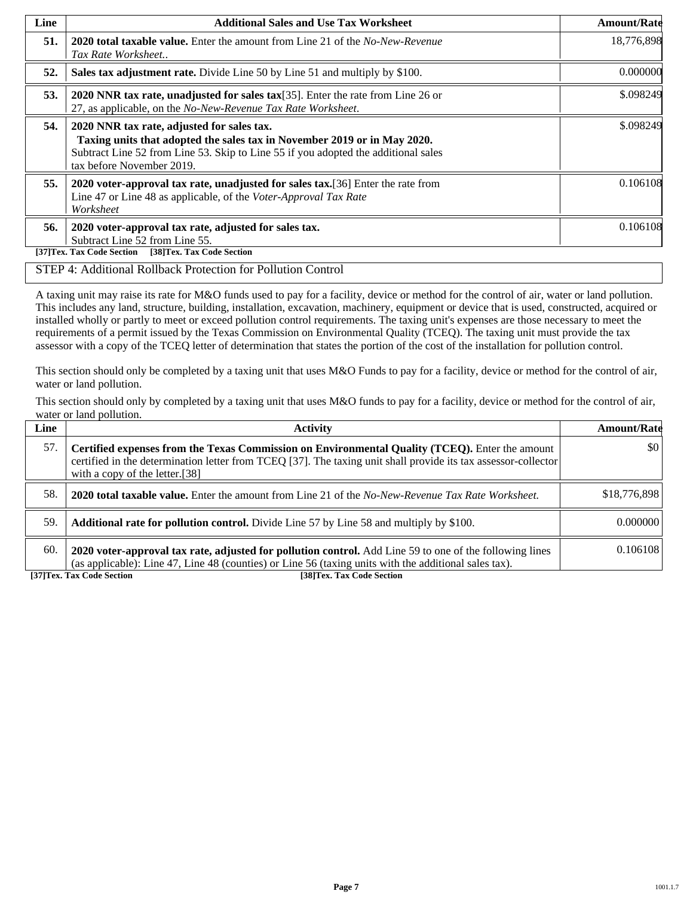| Line | Additional Sales and Use Tax Worksheet | Amount/Rate |
|---|---|---|
| **51.** | **2020 total taxable value.** Enter the amount from Line 21 of the *No-New-Revenue Tax Rate Worksheet.*. | 18,776,898 |
| **52.** | **Sales tax adjustment rate.** Divide Line 50 by Line 51 and multiply by $100. | 0.000000 |
| **53.** | **2020 NNR tax rate, unadjusted for sales tax**[35]. Enter the rate from Line 26 or 27, as applicable, on the *No-New-Revenue Tax Rate Worksheet*. | $.098249 |
| **54.** | **2020 NNR tax rate, adjusted for sales tax.** **Taxing units that adopted the sales tax in November 2019 or in May 2020.** Subtract Line 52 from Line 53. Skip to Line 55 if you adopted the additional sales tax before November 2019. | $.098249 |
| **55.** | **2020 voter-approval tax rate, unadjusted for sales tax.**[36] Enter the rate from Line 47 or Line 48 as applicable, of the *Voter-Approval Tax Rate Worksheet* | 0.106108 |
| **56.** | **2020 voter-approval tax rate, adjusted for sales tax.** Subtract Line 52 from Line 55. | 0.106108 |

**[37]Tex. Tax Code Section** **[38]Tex. Tax Code Section**

STEP 4: Additional Rollback Protection for Pollution Control

A taxing unit may raise its rate for M&O funds used to pay for a facility, device or method for the control of air, water or land pollution. This includes any land, structure, building, installation, excavation, machinery, equipment or device that is used, constructed, acquired or installed wholly or partly to meet or exceed pollution control requirements. The taxing unit's expenses are those necessary to meet the requirements of a permit issued by the Texas Commission on Environmental Quality (TCEQ). The taxing unit must provide the tax assessor with a copy of the TCEQ letter of determination that states the portion of the cost of the installation for pollution control.

This section should only be completed by a taxing unit that uses M&O Funds to pay for a facility, device or method for the control of air, water or land pollution.

This section should only by completed by a taxing unit that uses M&O funds to pay for a facility, device or method for the control of air, water or land pollution.

| Line | Activity | Amount/Rate |
|---|---|---|
| 57. | **Certified expenses from the Texas Commission on Environmental Quality (TCEQ).** Enter the amount certified in the determination letter from TCEQ [37]. The taxing unit shall provide its tax assessor-collector with a copy of the letter.[38] | $0 |
| 58. | **2020 total taxable value.** Enter the amount from Line 21 of the *No-New-Revenue Tax Rate Worksheet.* | $18,776,898 |
| 59. | **Additional rate for pollution control.** Divide Line 57 by Line 58 and multiply by $100. | 0.000000 |
| 60. | **2020 voter-approval tax rate, adjusted for pollution control.** Add Line 59 to one of the following lines (as applicable): Line 47, Line 48 (counties) or Line 56 (taxing units with the additional sales tax). | 0.106108 |

**[37]Tex. Tax Code Section** **[38]Tex. Tax Code Section**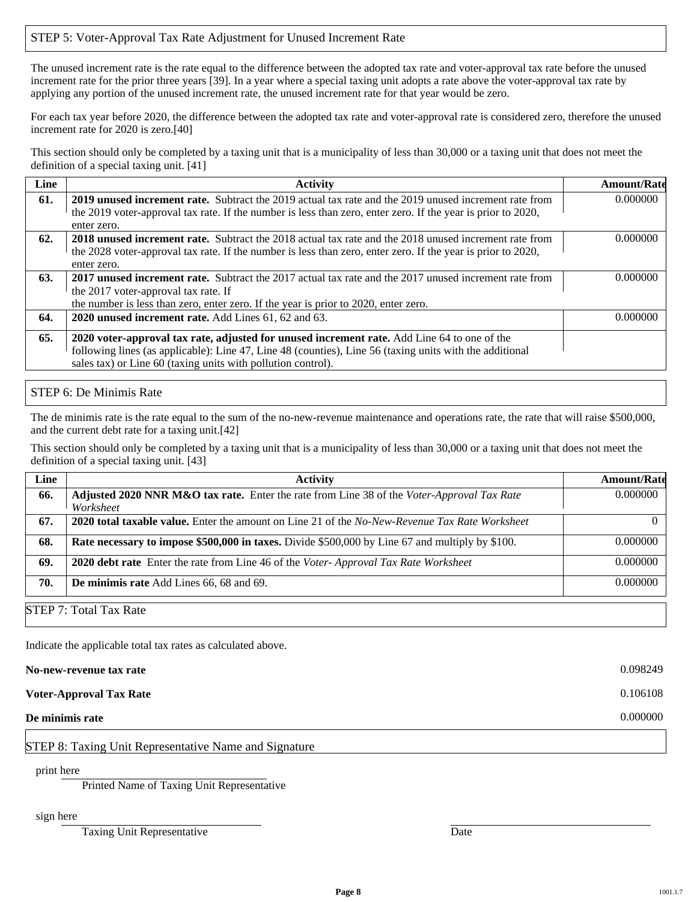## STEP 5: Voter-Approval Tax Rate Adjustment for Unused Increment Rate

The unused increment rate is the rate equal to the difference between the adopted tax rate and voter-approval tax rate before the unused increment rate for the prior three years [39]. In a year where a special taxing unit adopts a rate above the voter-approval tax rate by applying any portion of the unused increment rate, the unused increment rate for that year would be zero.

For each tax year before 2020, the difference between the adopted tax rate and voter-approval rate is considered zero, therefore the unused increment rate for 2020 is zero.[40]

This section should only be completed by a taxing unit that is a municipality of less than 30,000 or a taxing unit that does not meet the definition of a special taxing unit. [41]

| Line | Activity | Amount/Rate |
|---|---|---|
| 61. | **2019 unused increment rate.** Subtract the 2019 actual tax rate and the 2019 unused increment rate from the 2019 voter-approval tax rate. If the number is less than zero, enter zero. If the year is prior to 2020, enter zero. | 0.000000 |
| 62. | **2018 unused increment rate.** Subtract the 2018 actual tax rate and the 2018 unused increment rate from the 2028 voter-approval tax rate. If the number is less than zero, enter zero. If the year is prior to 2020, enter zero. | 0.000000 |
| 63. | **2017 unused increment rate.** Subtract the 2017 actual tax rate and the 2017 unused increment rate from the 2017 voter-approval tax rate. If the number is less than zero, enter zero. If the year is prior to 2020, enter zero. | 0.000000 |
| 64. | **2020 unused increment rate.** Add Lines 61, 62 and 63. | 0.000000 |
| 65. | **2020 voter-approval tax rate, adjusted for unused increment rate.** Add Line 64 to one of the following lines (as applicable): Line 47, Line 48 (counties), Line 56 (taxing units with the additional sales tax) or Line 60 (taxing units with pollution control). | |

## STEP 6: De Minimis Rate

The de minimis rate is the rate equal to the sum of the no-new-revenue maintenance and operations rate, the rate that will raise $500,000, and the current debt rate for a taxing unit.[42]

This section should only be completed by a taxing unit that is a municipality of less than 30,000 or a taxing unit that does not meet the definition of a special taxing unit. [43]

| Line | Activity | Amount/Rate |
|---|---|---|
| 66. | **Adjusted 2020 NNR M&O tax rate.** Enter the rate from Line 38 of the *Voter-Approval Tax Rate Worksheet* | 0.000000 |
| 67. | **2020 total taxable value.** Enter the amount on Line 21 of the *No-New-Revenue Tax Rate Worksheet* | 0 |
| 68. | **Rate necessary to impose $500,000 in taxes.** Divide $500,000 by Line 67 and multiply by $100. | 0.000000 |
| 69. | **2020 debt rate** Enter the rate from Line 46 of the *Voter- Approval Tax Rate Worksheet* | 0.000000 |
| 70. | **De minimis rate** Add Lines 66, 68 and 69. | 0.000000 |

## STEP 7: Total Tax Rate

Indicate the applicable total tax rates as calculated above.

**No-new-revenue tax rate** 0.098249

**Voter-Approval Tax Rate** 0.106108

**De minimis rate** 0.000000

## STEP 8: Taxing Unit Representative Name and Signature

print here ______________________________
Printed Name of Taxing Unit Representative

sign here ______________________________
Taxing Unit Representative

______________________________
Date